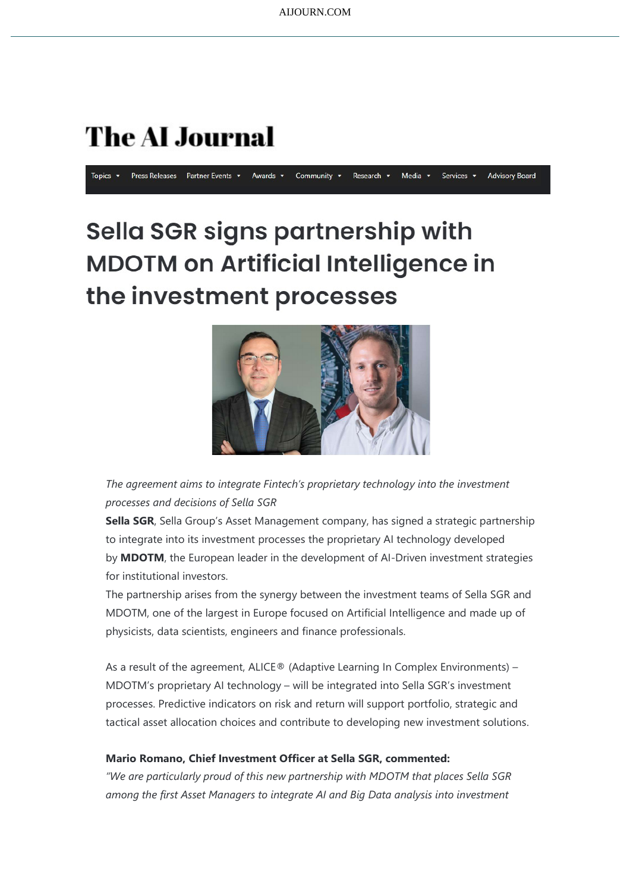# The AI Journal

Topics ▾ Press Releases Partner Events ▾ Awards ▾ Community ▾ Research ▾ Media ▾ Services ▾ Advisory Board

# Sella SGR signs partnership with MDOTM on Artificial Intelligence in the investment processes

*The agreement aims to integrate Fintech's proprietary technology into the investment processes and decisions of Sella SGR*

**Sella SGR**, Sella Group's Asset Management company, has signed a strategic partnership to integrate into its investment processes the proprietary AI technology developed by **MDOTM**, the European leader in the development of AI-Driven investment strategies for institutional investors.

The partnership arises from the synergy between the investment teams of Sella SGR and MDOTM, one of the largest in Europe focused on Artificial Intelligence and made up of physicists, data scientists, engineers and finance professionals.

As a result of the agreement, ALICE® (Adaptive Learning In Complex Environments) – MDOTM's proprietary AI technology – will be integrated into Sella SGR's investment processes. Predictive indicators on risk and return will support portfolio, strategic and tactical asset allocation choices and contribute to developing new investment solutions.

**Mario Romano, Chief Investment Officer at Sella SGR, commented:**

*"We are particularly proud of this new partnership with MDOTM that places Sella SGR among the first Asset Managers to integrate AI and Big Data analysis into investment*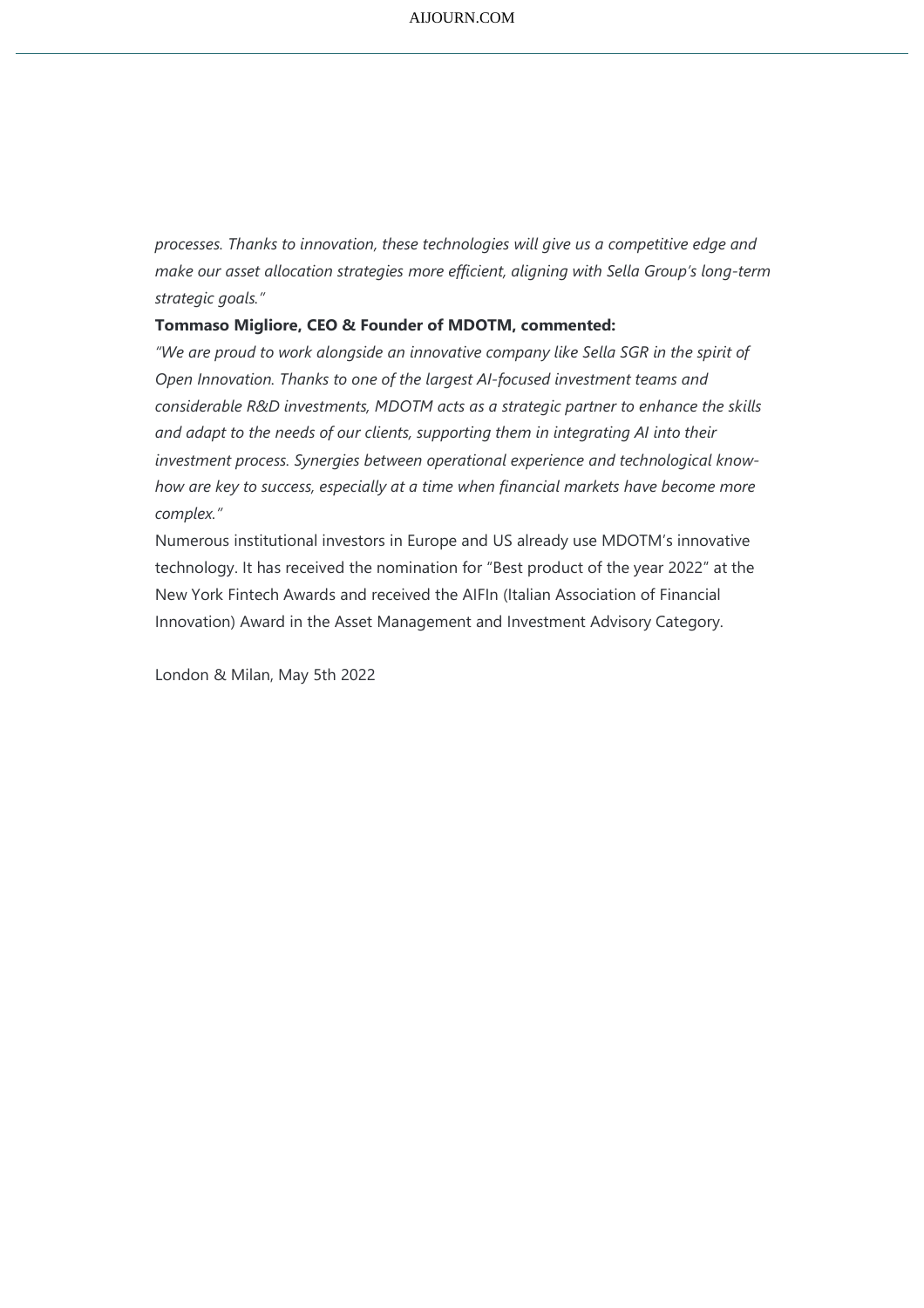*processes. Thanks to innovation, these technologies will give us a competitive edge and make our asset allocation strategies more efficient, aligning with Sella Group's long-term strategic goals."*

**Tommaso Migliore, CEO & Founder of MDOTM, commented:**

*"We are proud to work alongside an innovative company like Sella SGR in the spirit of Open Innovation. Thanks to one of the largest AI-focused investment teams and considerable R&D investments, MDOTM acts as a strategic partner to enhance the skills and adapt to the needs of our clients, supporting them in integrating AI into their investment process. Synergies between operational experience and technological know-how are key to success, especially at a time when financial markets have become more complex."*

Numerous institutional investors in Europe and US already use MDOTM's innovative technology. It has received the nomination for "Best product of the year 2022" at the New York Fintech Awards and received the AIFIn (Italian Association of Financial Innovation) Award in the Asset Management and Investment Advisory Category.

London & Milan, May 5th 2022